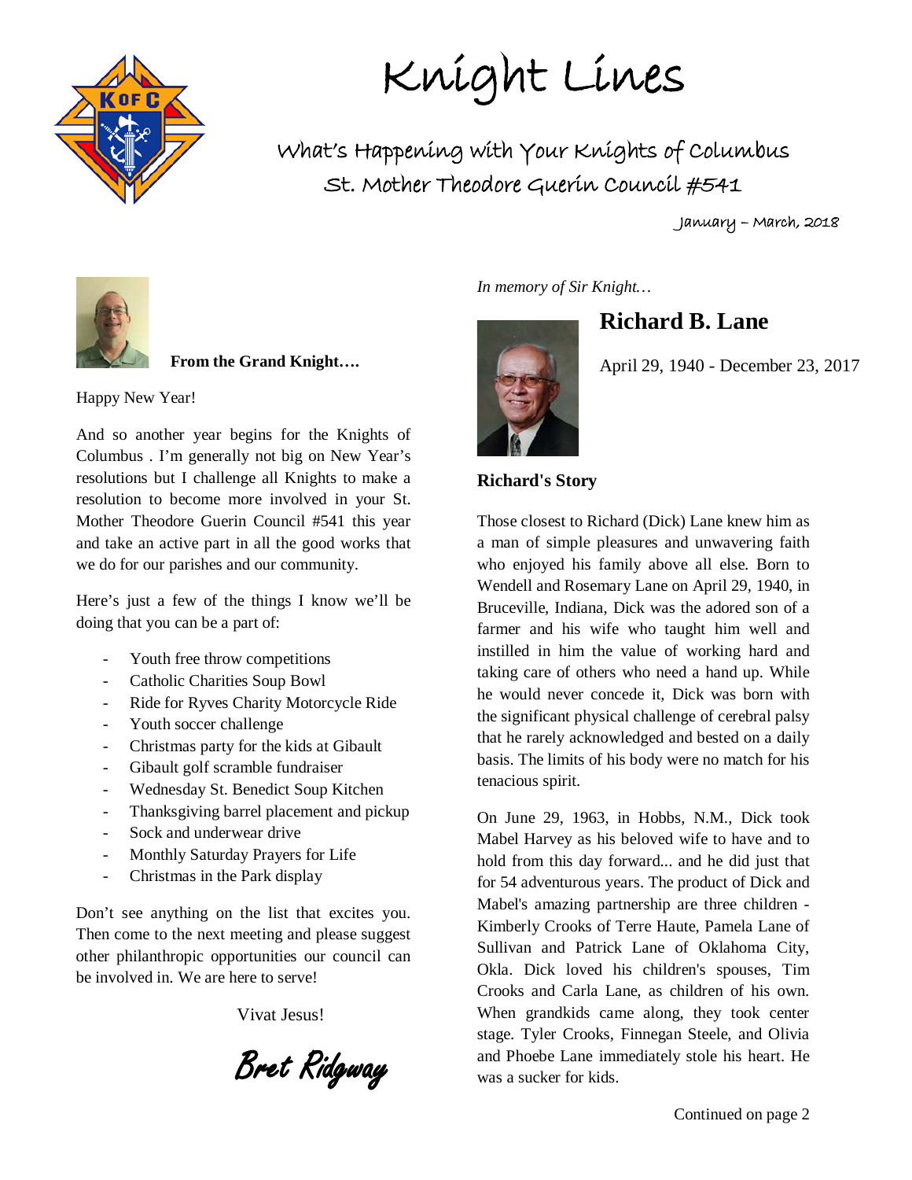# Knight Lines

## What's Happening with Your Knights of Columbus
## St. Mother Theodore Guerin Council #541

January – March, 2018

**From the Grand Knight….**

Happy New Year!

And so another year begins for the Knights of Columbus . I'm generally not big on New Year's resolutions but I challenge all Knights to make a resolution to become more involved in your St. Mother Theodore Guerin Council #541 this year and take an active part in all the good works that we do for our parishes and our community.

Here's just a few of the things I know we'll be doing that you can be a part of:

- Youth free throw competitions
- Catholic Charities Soup Bowl
- Ride for Ryves Charity Motorcycle Ride
- Youth soccer challenge
- Christmas party for the kids at Gibault
- Gibault golf scramble fundraiser
- Wednesday St. Benedict Soup Kitchen
- Thanksgiving barrel placement and pickup
- Sock and underwear drive
- Monthly Saturday Prayers for Life
- Christmas in the Park display

Don't see anything on the list that excites you. Then come to the next meeting and please suggest other philanthropic opportunities our council can be involved in. We are here to serve!

Vivat Jesus!

Bret Ridgway

*In memory of Sir Knight…*

## Richard B. Lane

April 29, 1940 - December 23, 2017

**Richard's Story**

Those closest to Richard (Dick) Lane knew him as a man of simple pleasures and unwavering faith who enjoyed his family above all else. Born to Wendell and Rosemary Lane on April 29, 1940, in Bruceville, Indiana, Dick was the adored son of a farmer and his wife who taught him well and instilled in him the value of working hard and taking care of others who need a hand up. While he would never concede it, Dick was born with the significant physical challenge of cerebral palsy that he rarely acknowledged and bested on a daily basis. The limits of his body were no match for his tenacious spirit.

On June 29, 1963, in Hobbs, N.M., Dick took Mabel Harvey as his beloved wife to have and to hold from this day forward... and he did just that for 54 adventurous years. The product of Dick and Mabel's amazing partnership are three children - Kimberly Crooks of Terre Haute, Pamela Lane of Sullivan and Patrick Lane of Oklahoma City, Okla. Dick loved his children's spouses, Tim Crooks and Carla Lane, as children of his own. When grandkids came along, they took center stage. Tyler Crooks, Finnegan Steele, and Olivia and Phoebe Lane immediately stole his heart. He was a sucker for kids.

Continued on page 2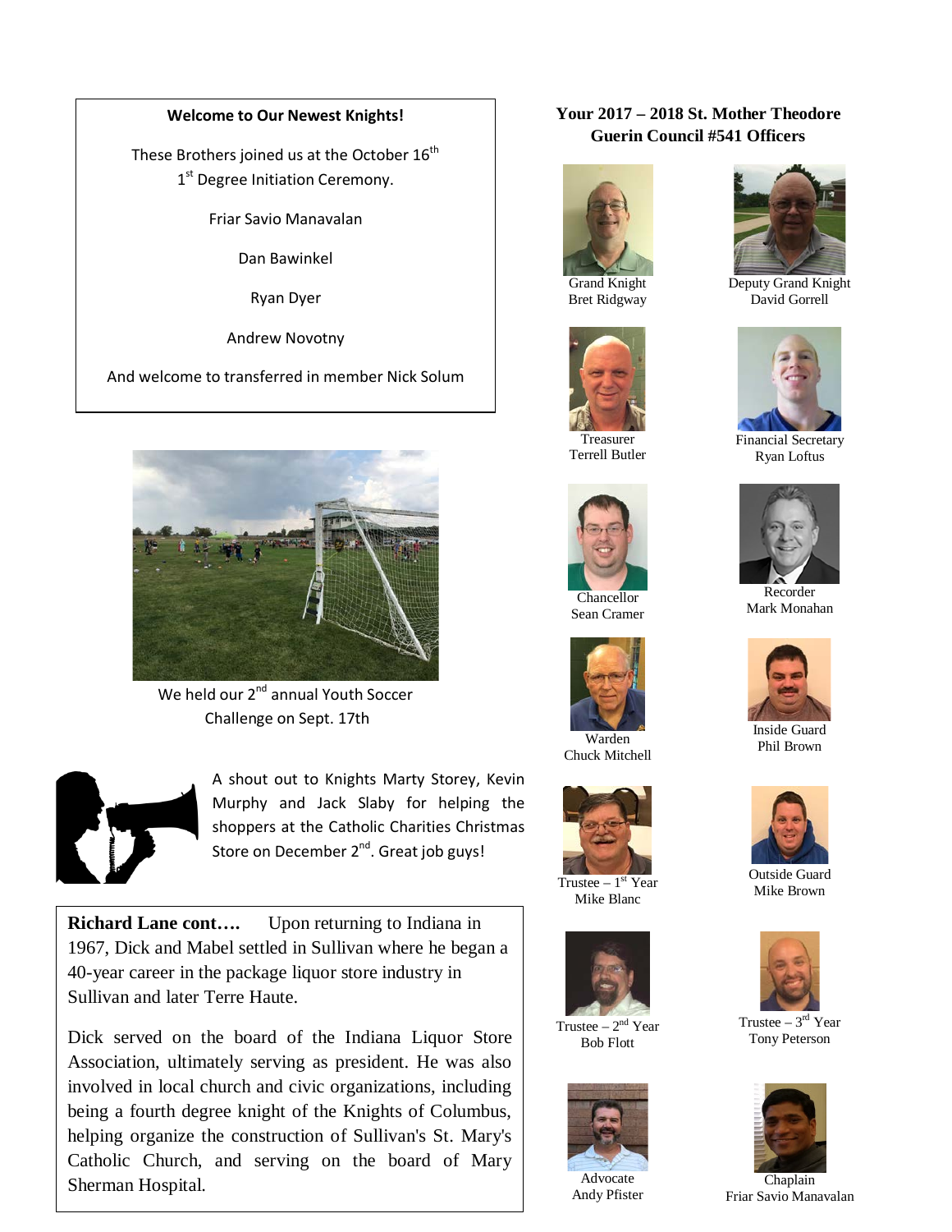**Welcome to Our Newest Knights!**

These Brothers joined us at the October 16th 1st Degree Initiation Ceremony.

Friar Savio Manavalan

Dan Bawinkel

Ryan Dyer

Andrew Novotny

And welcome to transferred in member Nick Solum

We held our 2nd annual Youth Soccer Challenge on Sept. 17th

A shout out to Knights Marty Storey, Kevin Murphy and Jack Slaby for helping the shoppers at the Catholic Charities Christmas Store on December 2nd. Great job guys!

**Richard Lane cont….** Upon returning to Indiana in 1967, Dick and Mabel settled in Sullivan where he began a 40-year career in the package liquor store industry in Sullivan and later Terre Haute.

Dick served on the board of the Indiana Liquor Store Association, ultimately serving as president. He was also involved in local church and civic organizations, including being a fourth degree knight of the Knights of Columbus, helping organize the construction of Sullivan's St. Mary's Catholic Church, and serving on the board of Mary Sherman Hospital.

## Your 2017 – 2018 St. Mother Theodore Guerin Council #541 Officers

Grand Knight
Bret Ridgway

Deputy Grand Knight
David Gorrell

Treasurer
Terrell Butler

Financial Secretary
Ryan Loftus

Chancellor
Sean Cramer

Recorder
Mark Monahan

Warden
Chuck Mitchell

Inside Guard
Phil Brown

Trustee – 1st Year
Mike Blanc

Outside Guard
Mike Brown

Trustee – 2nd Year
Bob Flott

Trustee – 3rd Year
Tony Peterson

Advocate
Andy Pfister

Chaplain
Friar Savio Manavalan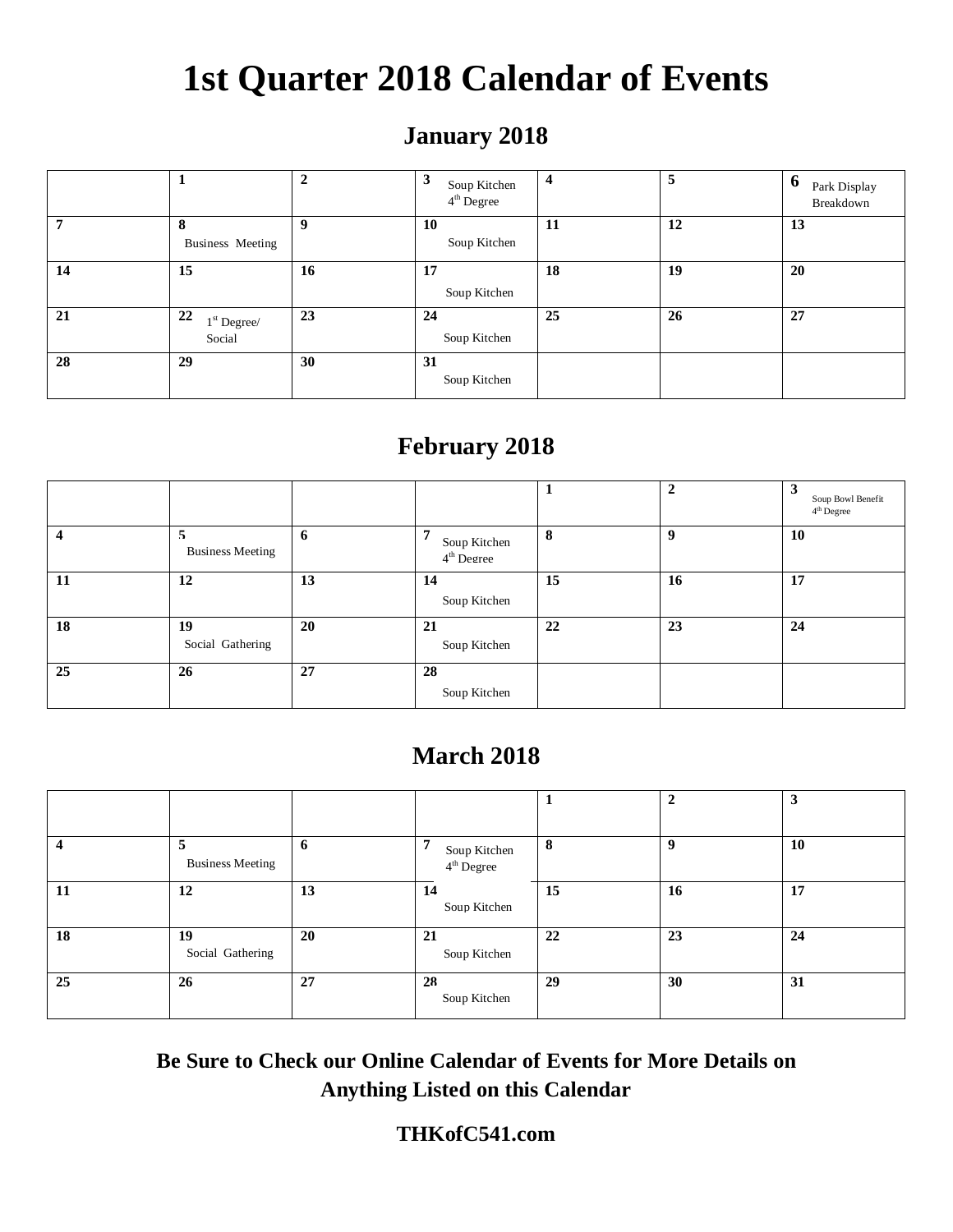# 1st Quarter 2018 Calendar of Events

## January 2018

| | | | | | | |
|---|---|---|---|---|---|---|
| | 1 | 2 | 3 Soup Kitchen 4th Degree | 4 | 5 | 6 Park Display Breakdown |
| 7 | 8 Business Meeting | 9 | 10 Soup Kitchen | 11 | 12 | 13 |
| 14 | 15 | 16 | 17 Soup Kitchen | 18 | 19 | 20 |
| 21 | 22 1st Degree/ Social | 23 | 24 Soup Kitchen | 25 | 26 | 27 |
| 28 | 29 | 30 | 31 Soup Kitchen | | | |

## February 2018

| | | | | | | |
|---|---|---|---|---|---|---|
| | | | | 1 | 2 | 3 Soup Bowl Benefit 4th Degree |
| 4 | 5 Business Meeting | 6 | 7 Soup Kitchen 4th Degree | 8 | 9 | 10 |
| 11 | 12 | 13 | 14 Soup Kitchen | 15 | 16 | 17 |
| 18 | 19 Social Gathering | 20 | 21 Soup Kitchen | 22 | 23 | 24 |
| 25 | 26 | 27 | 28 Soup Kitchen | | | |

## March 2018

| | | | | | | |
|---|---|---|---|---|---|---|
| | | | | 1 | 2 | 3 |
| 4 | 5 Business Meeting | 6 | 7 Soup Kitchen 4th Degree | 8 | 9 | 10 |
| 11 | 12 | 13 | 14 Soup Kitchen | 15 | 16 | 17 |
| 18 | 19 Social Gathering | 20 | 21 Soup Kitchen | 22 | 23 | 24 |
| 25 | 26 | 27 | 28 Soup Kitchen | 29 | 30 | 31 |

**Be Sure to Check our Online Calendar of Events for More Details on Anything Listed on this Calendar**

**THKofC541.com**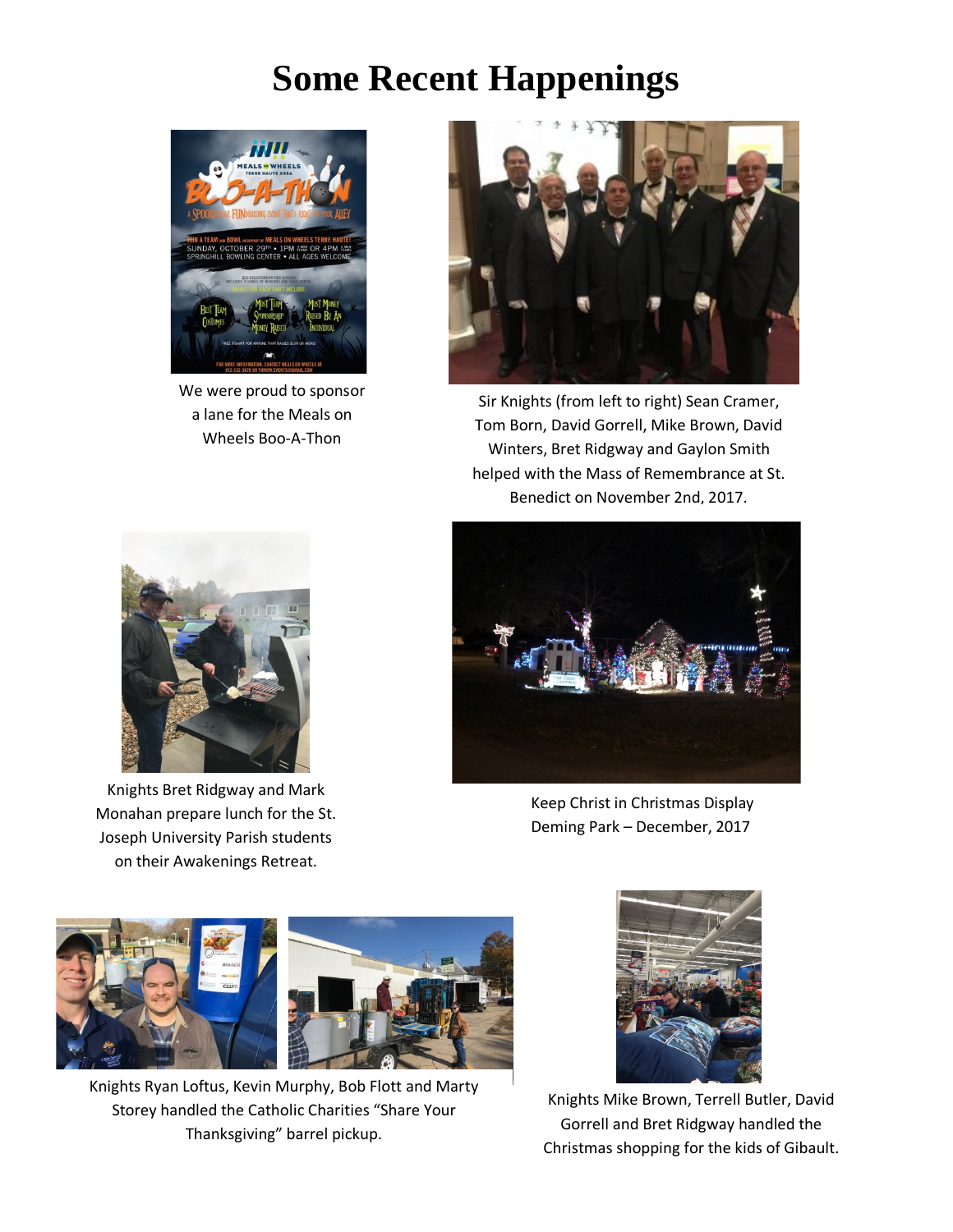# Some Recent Happenings

We were proud to sponsor a lane for the Meals on Wheels Boo-A-Thon

Sir Knights (from left to right) Sean Cramer, Tom Born, David Gorrell, Mike Brown, David Winters, Bret Ridgway and Gaylon Smith helped with the Mass of Remembrance at St. Benedict on November 2nd, 2017.

Knights Bret Ridgway and Mark Monahan prepare lunch for the St. Joseph University Parish students on their Awakenings Retreat.

Keep Christ in Christmas Display Deming Park – December, 2017

Knights Ryan Loftus, Kevin Murphy, Bob Flott and Marty Storey handled the Catholic Charities "Share Your Thanksgiving" barrel pickup.

Knights Mike Brown, Terrell Butler, David Gorrell and Bret Ridgway handled the Christmas shopping for the kids of Gibault.